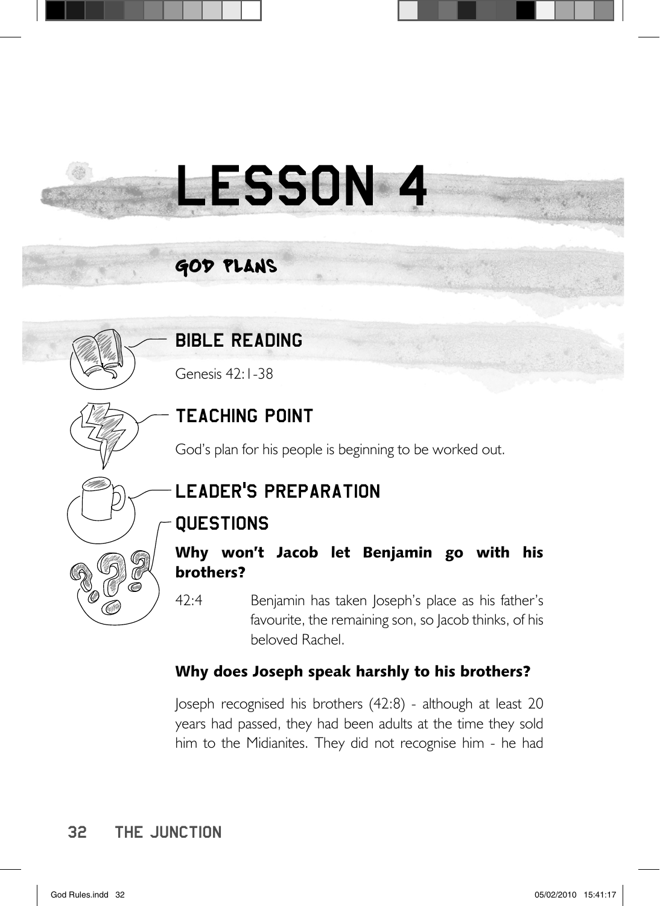# LESSON 4

## GOD PLANS

### BIBLE READING

Genesis 42:1-38

### TEACHING POINT

God's plan for his people is beginning to be worked out.

### LEADER'S PREPARATION

### QUESTIONS

**Why won't Jacob let Benjamin go with his brothers?**

42:4 Benjamin has taken Joseph's place as his father's favourite, the remaining son, so Jacob thinks, of his beloved Rachel.

**Why does Joseph speak harshly to his brothers?**

Joseph recognised his brothers (42:8) - although at least 20 years had passed, they had been adults at the time they sold him to the Midianites. They did not recognise him - he had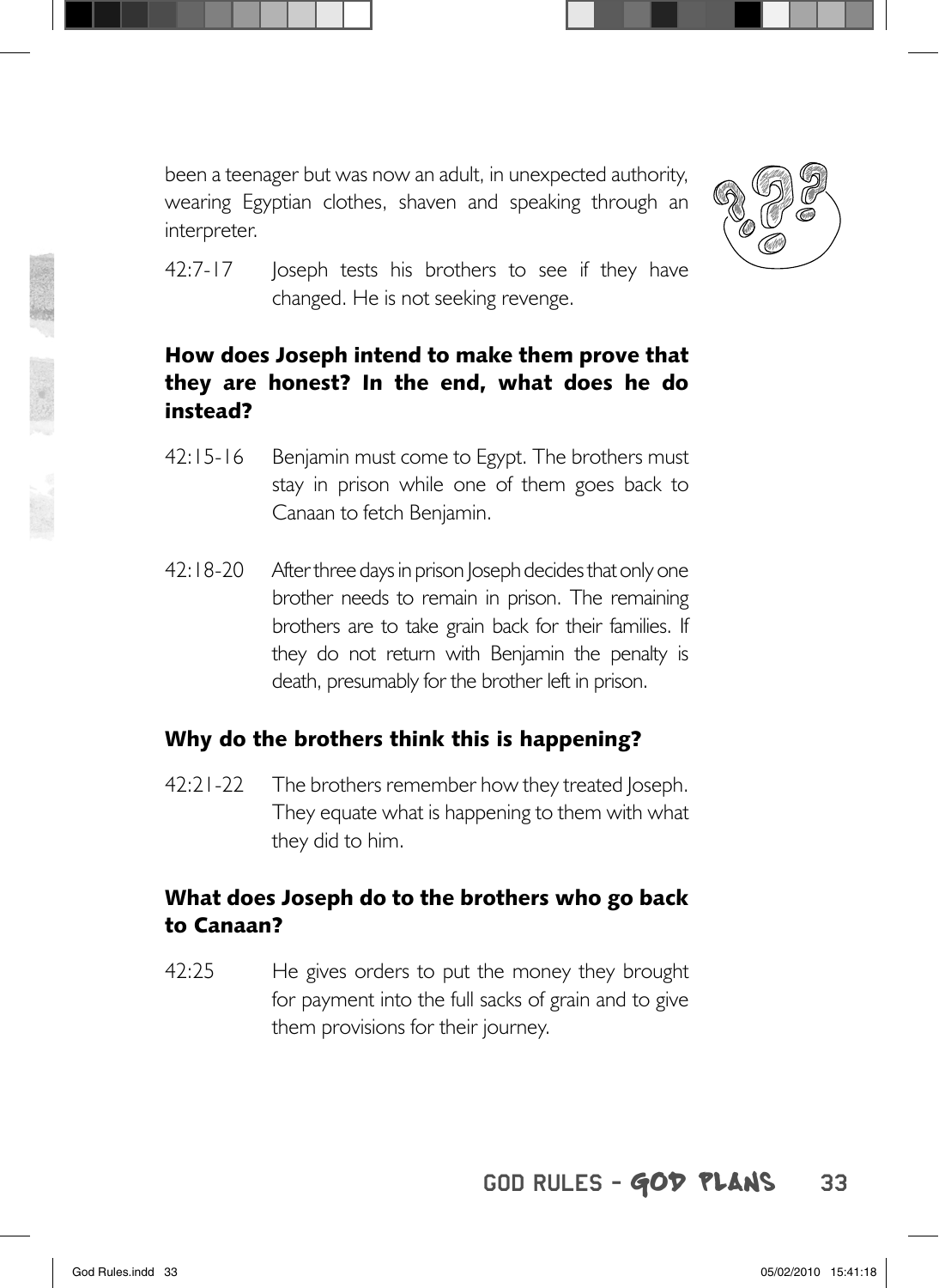been a teenager but was now an adult, in unexpected authority, wearing Egyptian clothes, shaven and speaking through an interpreter.

42:7-17 Joseph tests his brothers to see if they have changed. He is not seeking revenge.

**How does Joseph intend to make them prove that they are honest? In the end, what does he do instead?**

42:15-16 Benjamin must come to Egypt. The brothers must stay in prison while one of them goes back to Canaan to fetch Benjamin.

42:18-20 After three days in prison Joseph decides that only one brother needs to remain in prison. The remaining brothers are to take grain back for their families. If they do not return with Benjamin the penalty is death, presumably for the brother left in prison.

**Why do the brothers think this is happening?**

42:21-22 The brothers remember how they treated Joseph. They equate what is happening to them with what they did to him.

**What does Joseph do to the brothers who go back to Canaan?**

42:25 He gives orders to put the money they brought for payment into the full sacks of grain and to give them provisions for their journey.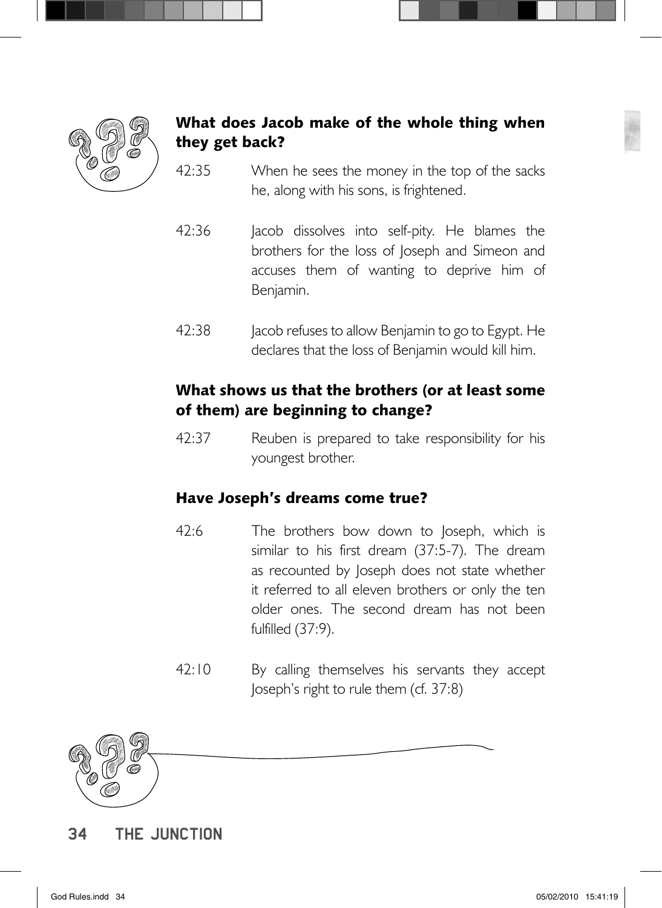### What does Jacob make of the whole thing when they get back?

42:35 When he sees the money in the top of the sacks he, along with his sons, is frightened.

42:36 Jacob dissolves into self-pity. He blames the brothers for the loss of Joseph and Simeon and accuses them of wanting to deprive him of Benjamin.

42:38 Jacob refuses to allow Benjamin to go to Egypt. He declares that the loss of Benjamin would kill him.

### What shows us that the brothers (or at least some of them) are beginning to change?

42:37 Reuben is prepared to take responsibility for his youngest brother.

### Have Joseph's dreams come true?

42:6 The brothers bow down to Joseph, which is similar to his first dream (37:5-7). The dream as recounted by Joseph does not state whether it referred to all eleven brothers or only the ten older ones. The second dream has not been fulfilled (37:9).

42:10 By calling themselves his servants they accept Joseph's right to rule them (cf. 37:8)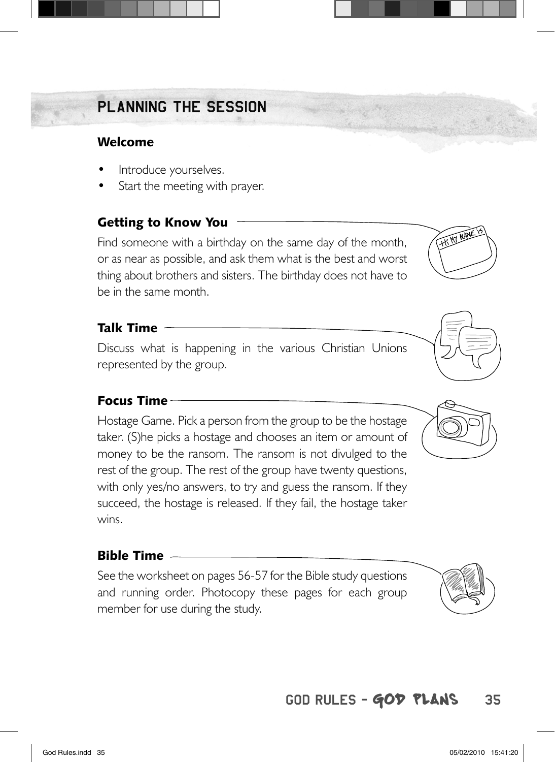# PLANNING THE SESSION

### Welcome

- Introduce yourselves.
- Start the meeting with prayer.

### Getting to Know You

Find someone with a birthday on the same day of the month, or as near as possible, and ask them what is the best and worst thing about brothers and sisters. The birthday does not have to be in the same month.

### Talk Time

Discuss what is happening in the various Christian Unions represented by the group.

### Focus Time

Hostage Game. Pick a person from the group to be the hostage taker. (S)he picks a hostage and chooses an item or amount of money to be the ransom. The ransom is not divulged to the rest of the group. The rest of the group have twenty questions, with only yes/no answers, to try and guess the ransom. If they succeed, the hostage is released. If they fail, the hostage taker wins.

### Bible Time

See the worksheet on pages 56-57 for the Bible study questions and running order. Photocopy these pages for each group member for use during the study.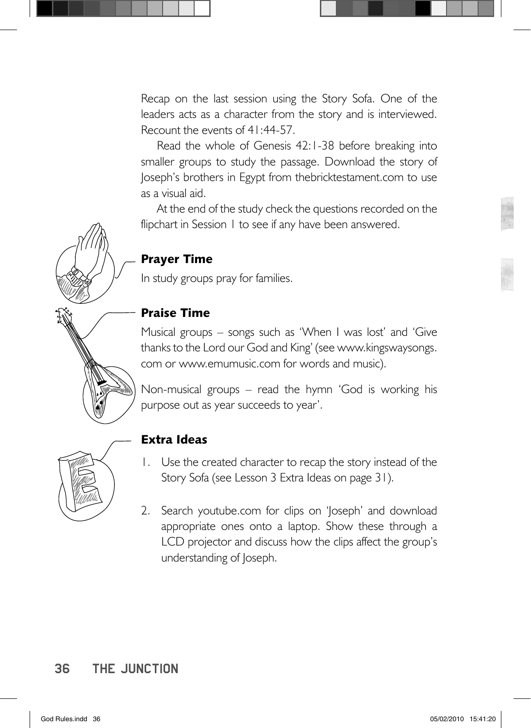Recap on the last session using the Story Sofa. One of the leaders acts as a character from the story and is interviewed. Recount the events of 41:44-57.

Read the whole of Genesis 42:1-38 before breaking into smaller groups to study the passage. Download the story of Joseph's brothers in Egypt from thebricktestament.com to use as a visual aid.

At the end of the study check the questions recorded on the flipchart in Session 1 to see if any have been answered.

### Prayer Time

In study groups pray for families.

### Praise Time

Musical groups – songs such as 'When I was lost' and 'Give thanks to the Lord our God and King' (see www.kingswaysongs.com or www.emumusic.com for words and music).

Non-musical groups – read the hymn 'God is working his purpose out as year succeeds to year'.

### Extra Ideas

1. Use the created character to recap the story instead of the Story Sofa (see Lesson 3 Extra Ideas on page 31).

2. Search youtube.com for clips on 'Joseph' and download appropriate ones onto a laptop. Show these through a LCD projector and discuss how the clips affect the group's understanding of Joseph.